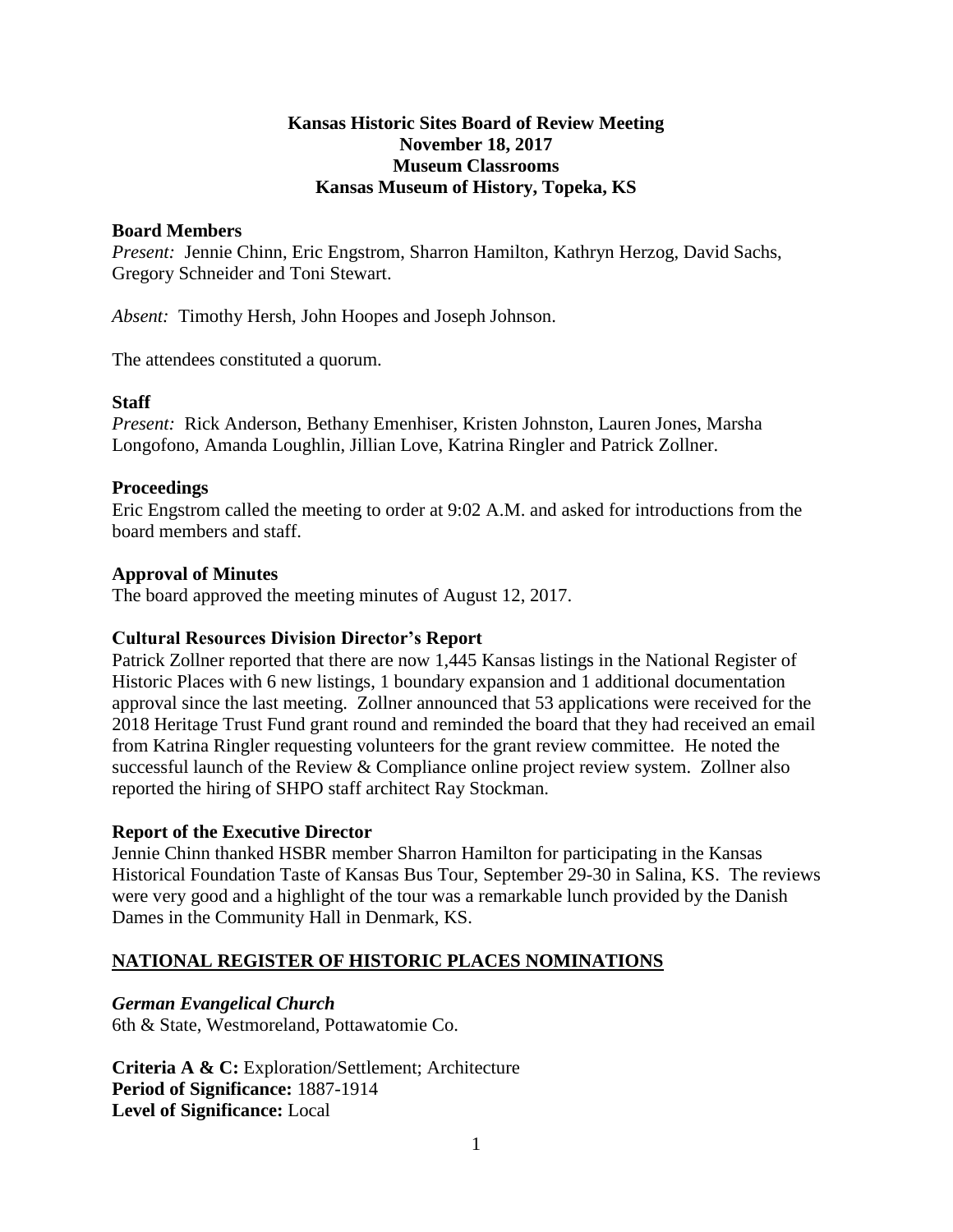# Kansas Historic Sites Board of Review Meeting
**November 18, 2017**
**Museum Classrooms**
**Kansas Museum of History, Topeka, KS**

## Board Members

*Present:* Jennie Chinn, Eric Engstrom, Sharron Hamilton, Kathryn Herzog, David Sachs, Gregory Schneider and Toni Stewart.

*Absent:* Timothy Hersh, John Hoopes and Joseph Johnson.

The attendees constituted a quorum.

## Staff

*Present:* Rick Anderson, Bethany Emenhiser, Kristen Johnston, Lauren Jones, Marsha Longofono, Amanda Loughlin, Jillian Love, Katrina Ringler and Patrick Zollner.

## Proceedings

Eric Engstrom called the meeting to order at 9:02 A.M. and asked for introductions from the board members and staff.

## Approval of Minutes

The board approved the meeting minutes of August 12, 2017.

## Cultural Resources Division Director's Report

Patrick Zollner reported that there are now 1,445 Kansas listings in the National Register of Historic Places with 6 new listings, 1 boundary expansion and 1 additional documentation approval since the last meeting. Zollner announced that 53 applications were received for the 2018 Heritage Trust Fund grant round and reminded the board that they had received an email from Katrina Ringler requesting volunteers for the grant review committee. He noted the successful launch of the Review & Compliance online project review system. Zollner also reported the hiring of SHPO staff architect Ray Stockman.

## Report of the Executive Director

Jennie Chinn thanked HSBR member Sharron Hamilton for participating in the Kansas Historical Foundation Taste of Kansas Bus Tour, September 29-30 in Salina, KS. The reviews were very good and a highlight of the tour was a remarkable lunch provided by the Danish Dames in the Community Hall in Denmark, KS.

## NATIONAL REGISTER OF HISTORIC PLACES NOMINATIONS

### *German Evangelical Church*

6th & State, Westmoreland, Pottawatomie Co.

**Criteria A & C:** Exploration/Settlement; Architecture
**Period of Significance:** 1887-1914
**Level of Significance:** Local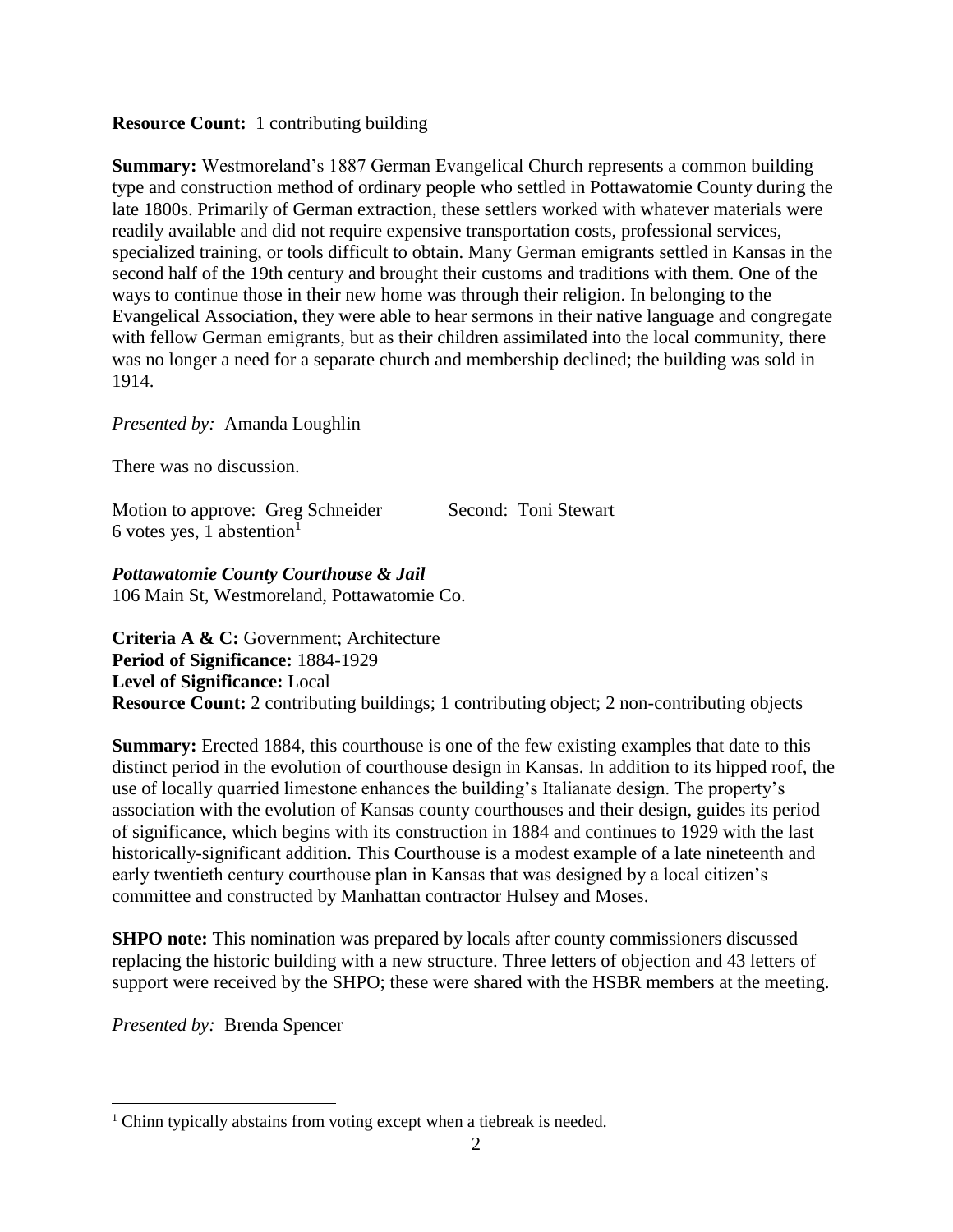**Resource Count:** 1 contributing building

**Summary:** Westmoreland's 1887 German Evangelical Church represents a common building type and construction method of ordinary people who settled in Pottawatomie County during the late 1800s. Primarily of German extraction, these settlers worked with whatever materials were readily available and did not require expensive transportation costs, professional services, specialized training, or tools difficult to obtain. Many German emigrants settled in Kansas in the second half of the 19th century and brought their customs and traditions with them. One of the ways to continue those in their new home was through their religion. In belonging to the Evangelical Association, they were able to hear sermons in their native language and congregate with fellow German emigrants, but as their children assimilated into the local community, there was no longer a need for a separate church and membership declined; the building was sold in 1914.

*Presented by:* Amanda Loughlin

There was no discussion.

Motion to approve: Greg Schneider Second: Toni Stewart
6 votes yes, 1 abstention[1]

***Pottawatomie County Courthouse & Jail***
106 Main St, Westmoreland, Pottawatomie Co.

**Criteria A & C:** Government; Architecture
**Period of Significance:** 1884-1929
**Level of Significance:** Local
**Resource Count:** 2 contributing buildings; 1 contributing object; 2 non-contributing objects

**Summary:** Erected 1884, this courthouse is one of the few existing examples that date to this distinct period in the evolution of courthouse design in Kansas. In addition to its hipped roof, the use of locally quarried limestone enhances the building's Italianate design. The property's association with the evolution of Kansas county courthouses and their design, guides its period of significance, which begins with its construction in 1884 and continues to 1929 with the last historically-significant addition. This Courthouse is a modest example of a late nineteenth and early twentieth century courthouse plan in Kansas that was designed by a local citizen's committee and constructed by Manhattan contractor Hulsey and Moses.

**SHPO note:** This nomination was prepared by locals after county commissioners discussed replacing the historic building with a new structure. Three letters of objection and 43 letters of support were received by the SHPO; these were shared with the HSBR members at the meeting.

*Presented by:* Brenda Spencer

[1] Chinn typically abstains from voting except when a tiebreak is needed.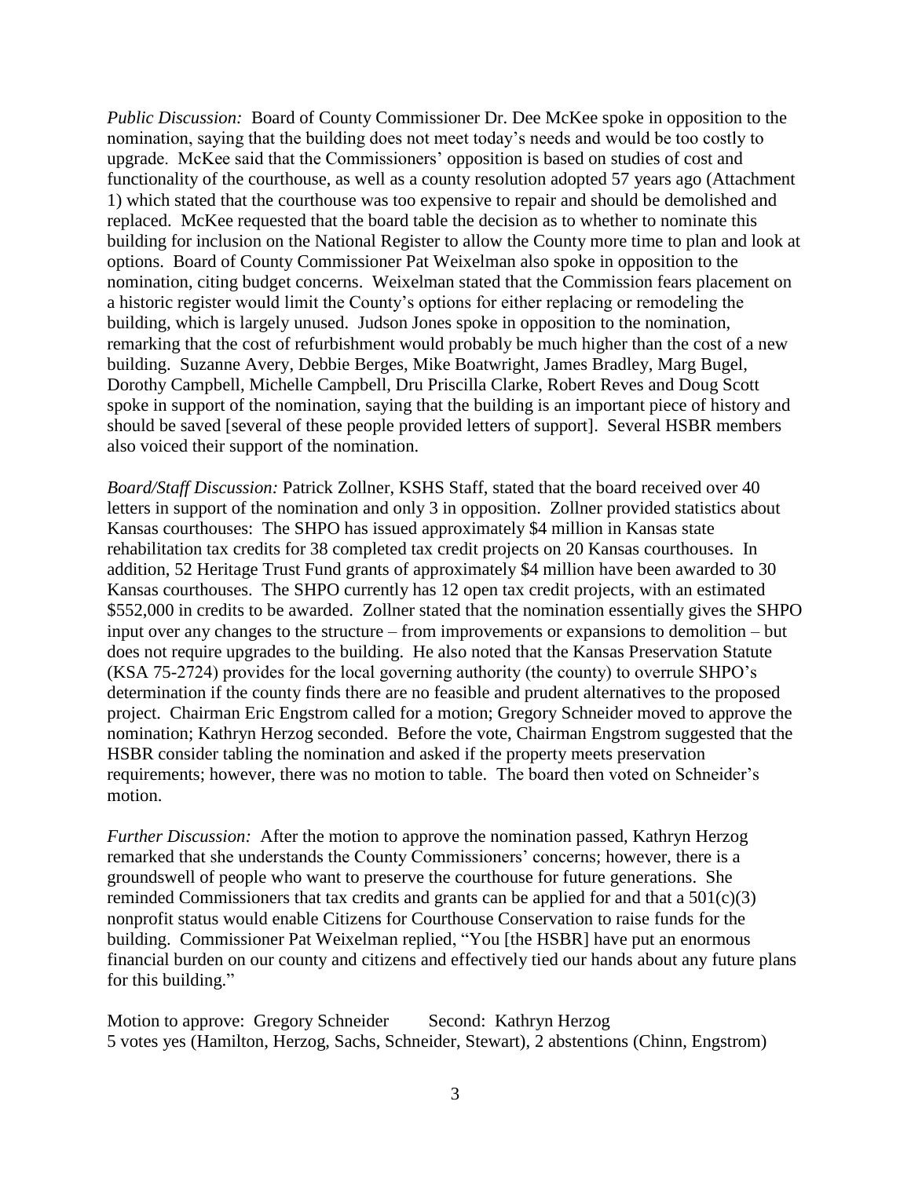*Public Discussion:* Board of County Commissioner Dr. Dee McKee spoke in opposition to the nomination, saying that the building does not meet today's needs and would be too costly to upgrade. McKee said that the Commissioners' opposition is based on studies of cost and functionality of the courthouse, as well as a county resolution adopted 57 years ago (Attachment 1) which stated that the courthouse was too expensive to repair and should be demolished and replaced. McKee requested that the board table the decision as to whether to nominate this building for inclusion on the National Register to allow the County more time to plan and look at options. Board of County Commissioner Pat Weixelman also spoke in opposition to the nomination, citing budget concerns. Weixelman stated that the Commission fears placement on a historic register would limit the County's options for either replacing or remodeling the building, which is largely unused. Judson Jones spoke in opposition to the nomination, remarking that the cost of refurbishment would probably be much higher than the cost of a new building. Suzanne Avery, Debbie Berges, Mike Boatwright, James Bradley, Marg Bugel, Dorothy Campbell, Michelle Campbell, Dru Priscilla Clarke, Robert Reves and Doug Scott spoke in support of the nomination, saying that the building is an important piece of history and should be saved [several of these people provided letters of support]. Several HSBR members also voiced their support of the nomination.

*Board/Staff Discussion:* Patrick Zollner, KSHS Staff, stated that the board received over 40 letters in support of the nomination and only 3 in opposition. Zollner provided statistics about Kansas courthouses: The SHPO has issued approximately $4 million in Kansas state rehabilitation tax credits for 38 completed tax credit projects on 20 Kansas courthouses. In addition, 52 Heritage Trust Fund grants of approximately $4 million have been awarded to 30 Kansas courthouses. The SHPO currently has 12 open tax credit projects, with an estimated $552,000 in credits to be awarded. Zollner stated that the nomination essentially gives the SHPO input over any changes to the structure – from improvements or expansions to demolition – but does not require upgrades to the building. He also noted that the Kansas Preservation Statute (KSA 75-2724) provides for the local governing authority (the county) to overrule SHPO's determination if the county finds there are no feasible and prudent alternatives to the proposed project. Chairman Eric Engstrom called for a motion; Gregory Schneider moved to approve the nomination; Kathryn Herzog seconded. Before the vote, Chairman Engstrom suggested that the HSBR consider tabling the nomination and asked if the property meets preservation requirements; however, there was no motion to table. The board then voted on Schneider's motion.

*Further Discussion:* After the motion to approve the nomination passed, Kathryn Herzog remarked that she understands the County Commissioners' concerns; however, there is a groundswell of people who want to preserve the courthouse for future generations. She reminded Commissioners that tax credits and grants can be applied for and that a 501(c)(3) nonprofit status would enable Citizens for Courthouse Conservation to raise funds for the building. Commissioner Pat Weixelman replied, "You [the HSBR] have put an enormous financial burden on our county and citizens and effectively tied our hands about any future plans for this building."

Motion to approve: Gregory Schneider Second: Kathryn Herzog
5 votes yes (Hamilton, Herzog, Sachs, Schneider, Stewart), 2 abstentions (Chinn, Engstrom)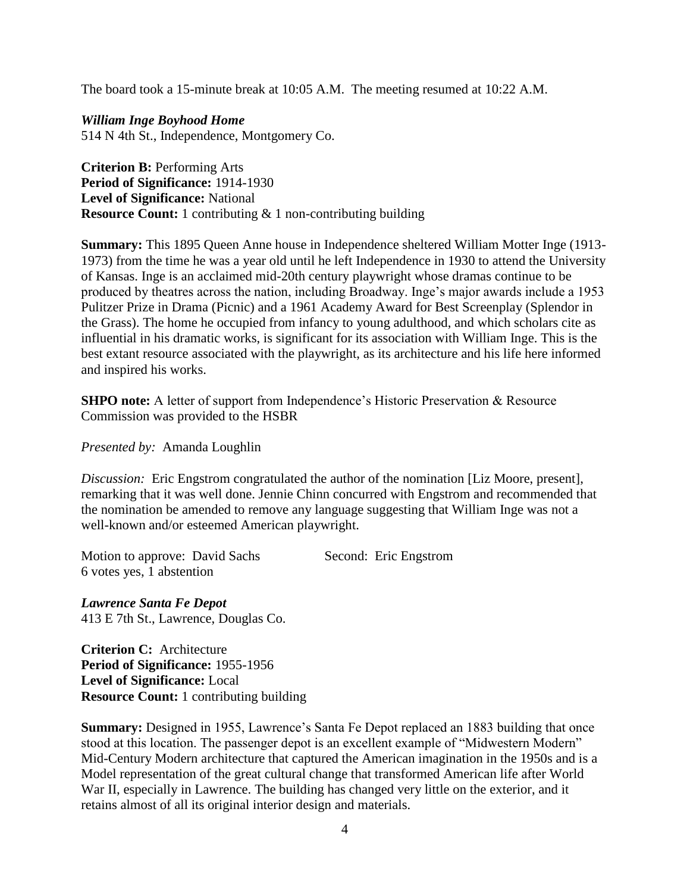The board took a 15-minute break at 10:05 A.M. The meeting resumed at 10:22 A.M.

***William Inge Boyhood Home***
514 N 4th St., Independence, Montgomery Co.

**Criterion B:** Performing Arts
**Period of Significance:** 1914-1930
**Level of Significance:** National
**Resource Count:** 1 contributing & 1 non-contributing building

**Summary:** This 1895 Queen Anne house in Independence sheltered William Motter Inge (1913-1973) from the time he was a year old until he left Independence in 1930 to attend the University of Kansas. Inge is an acclaimed mid-20th century playwright whose dramas continue to be produced by theatres across the nation, including Broadway. Inge's major awards include a 1953 Pulitzer Prize in Drama (Picnic) and a 1961 Academy Award for Best Screenplay (Splendor in the Grass). The home he occupied from infancy to young adulthood, and which scholars cite as influential in his dramatic works, is significant for its association with William Inge. This is the best extant resource associated with the playwright, as its architecture and his life here informed and inspired his works.

**SHPO note:** A letter of support from Independence's Historic Preservation & Resource Commission was provided to the HSBR

*Presented by:* Amanda Loughlin

*Discussion:* Eric Engstrom congratulated the author of the nomination [Liz Moore, present], remarking that it was well done. Jennie Chinn concurred with Engstrom and recommended that the nomination be amended to remove any language suggesting that William Inge was not a well-known and/or esteemed American playwright.

Motion to approve: David Sachs    Second: Eric Engstrom
6 votes yes, 1 abstention

***Lawrence Santa Fe Depot***
413 E 7th St., Lawrence, Douglas Co.

**Criterion C:** Architecture
**Period of Significance:** 1955-1956
**Level of Significance:** Local
**Resource Count:** 1 contributing building

**Summary:** Designed in 1955, Lawrence's Santa Fe Depot replaced an 1883 building that once stood at this location. The passenger depot is an excellent example of "Midwestern Modern" Mid-Century Modern architecture that captured the American imagination in the 1950s and is a Model representation of the great cultural change that transformed American life after World War II, especially in Lawrence. The building has changed very little on the exterior, and it retains almost of all its original interior design and materials.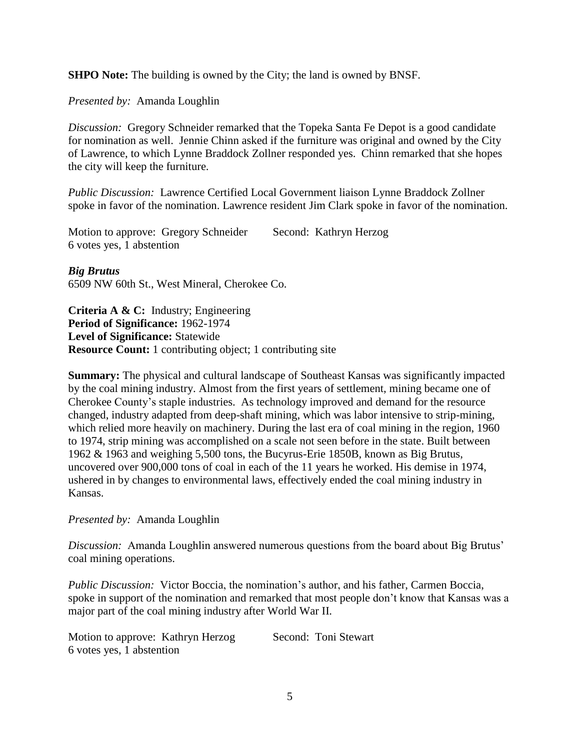**SHPO Note:** The building is owned by the City; the land is owned by BNSF.

*Presented by:* Amanda Loughlin

*Discussion:* Gregory Schneider remarked that the Topeka Santa Fe Depot is a good candidate for nomination as well. Jennie Chinn asked if the furniture was original and owned by the City of Lawrence, to which Lynne Braddock Zollner responded yes. Chinn remarked that she hopes the city will keep the furniture.

*Public Discussion:* Lawrence Certified Local Government liaison Lynne Braddock Zollner spoke in favor of the nomination. Lawrence resident Jim Clark spoke in favor of the nomination.

Motion to approve: Gregory Schneider Second: Kathryn Herzog
6 votes yes, 1 abstention

***Big Brutus***
6509 NW 60th St., West Mineral, Cherokee Co.

**Criteria A & C:** Industry; Engineering
**Period of Significance:** 1962-1974
**Level of Significance:** Statewide
**Resource Count:** 1 contributing object; 1 contributing site

**Summary:** The physical and cultural landscape of Southeast Kansas was significantly impacted by the coal mining industry. Almost from the first years of settlement, mining became one of Cherokee County's staple industries. As technology improved and demand for the resource changed, industry adapted from deep-shaft mining, which was labor intensive to strip-mining, which relied more heavily on machinery. During the last era of coal mining in the region, 1960 to 1974, strip mining was accomplished on a scale not seen before in the state. Built between 1962 & 1963 and weighing 5,500 tons, the Bucyrus-Erie 1850B, known as Big Brutus, uncovered over 900,000 tons of coal in each of the 11 years he worked. His demise in 1974, ushered in by changes to environmental laws, effectively ended the coal mining industry in Kansas.

*Presented by:* Amanda Loughlin

*Discussion:* Amanda Loughlin answered numerous questions from the board about Big Brutus' coal mining operations.

*Public Discussion:* Victor Boccia, the nomination's author, and his father, Carmen Boccia, spoke in support of the nomination and remarked that most people don't know that Kansas was a major part of the coal mining industry after World War II.

Motion to approve: Kathryn Herzog Second: Toni Stewart
6 votes yes, 1 abstention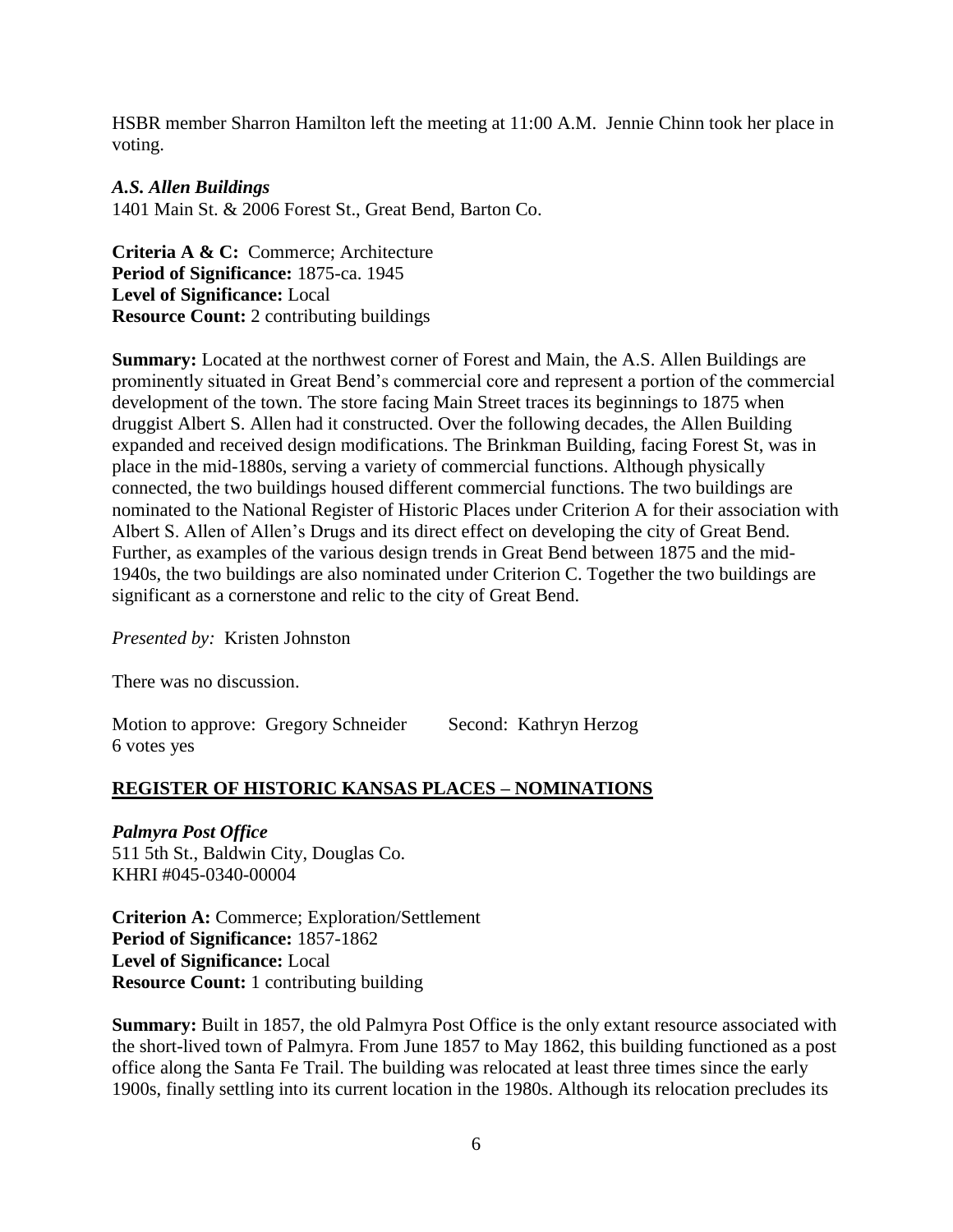HSBR member Sharron Hamilton left the meeting at 11:00 A.M. Jennie Chinn took her place in voting.

***A.S. Allen Buildings***
1401 Main St. & 2006 Forest St., Great Bend, Barton Co.

**Criteria A & C:** Commerce; Architecture
**Period of Significance:** 1875-ca. 1945
**Level of Significance:** Local
**Resource Count:** 2 contributing buildings

**Summary:** Located at the northwest corner of Forest and Main, the A.S. Allen Buildings are prominently situated in Great Bend's commercial core and represent a portion of the commercial development of the town. The store facing Main Street traces its beginnings to 1875 when druggist Albert S. Allen had it constructed. Over the following decades, the Allen Building expanded and received design modifications. The Brinkman Building, facing Forest St, was in place in the mid-1880s, serving a variety of commercial functions. Although physically connected, the two buildings housed different commercial functions. The two buildings are nominated to the National Register of Historic Places under Criterion A for their association with Albert S. Allen of Allen's Drugs and its direct effect on developing the city of Great Bend. Further, as examples of the various design trends in Great Bend between 1875 and the mid-1940s, the two buildings are also nominated under Criterion C. Together the two buildings are significant as a cornerstone and relic to the city of Great Bend.

*Presented by:* Kristen Johnston

There was no discussion.

Motion to approve: Gregory Schneider     Second: Kathryn Herzog
6 votes yes

## REGISTER OF HISTORIC KANSAS PLACES – NOMINATIONS

***Palmyra Post Office***
511 5th St., Baldwin City, Douglas Co.
KHRI #045-0340-00004

**Criterion A:** Commerce; Exploration/Settlement
**Period of Significance:** 1857-1862
**Level of Significance:** Local
**Resource Count:** 1 contributing building

**Summary:** Built in 1857, the old Palmyra Post Office is the only extant resource associated with the short-lived town of Palmyra. From June 1857 to May 1862, this building functioned as a post office along the Santa Fe Trail. The building was relocated at least three times since the early 1900s, finally settling into its current location in the 1980s. Although its relocation precludes its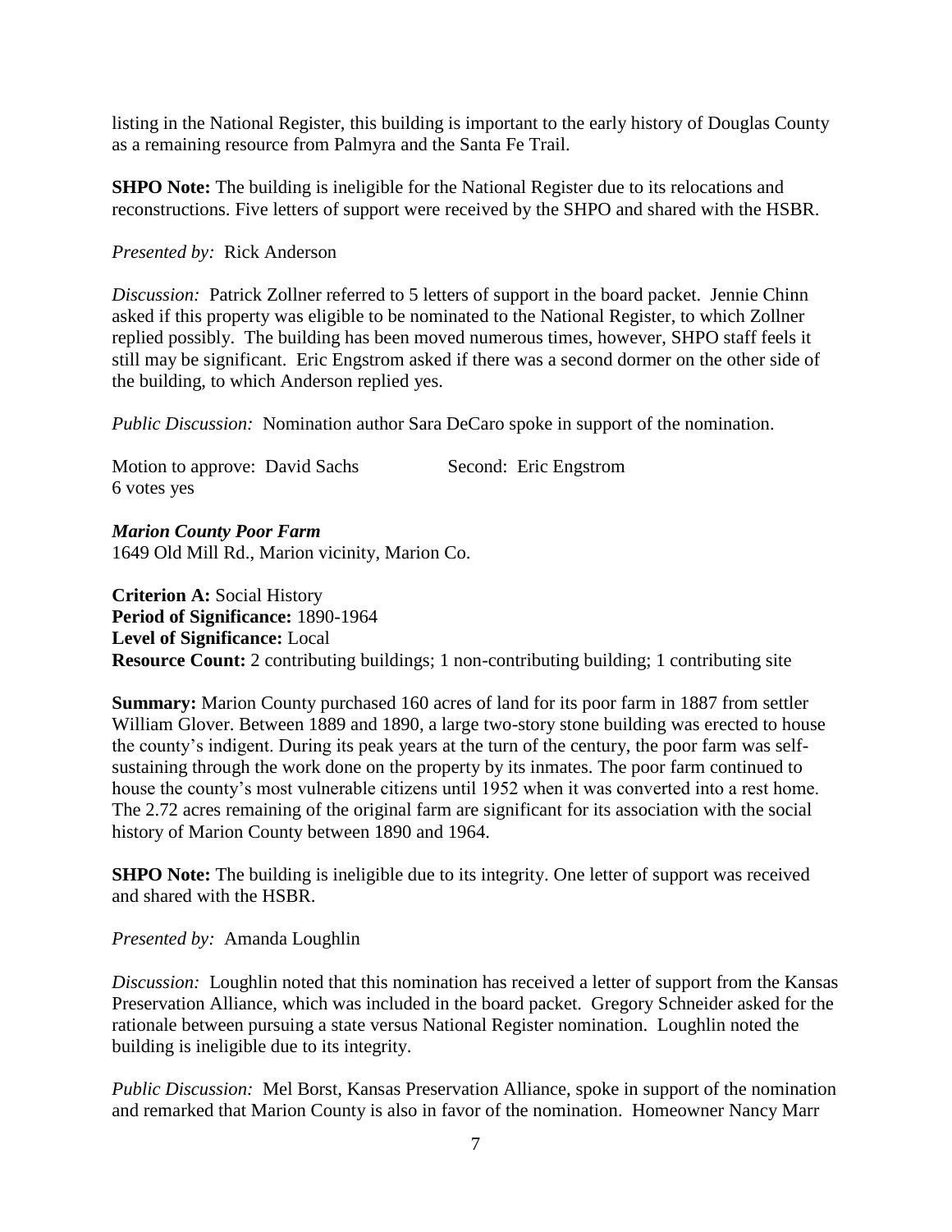listing in the National Register, this building is important to the early history of Douglas County as a remaining resource from Palmyra and the Santa Fe Trail.

**SHPO Note:** The building is ineligible for the National Register due to its relocations and reconstructions. Five letters of support were received by the SHPO and shared with the HSBR.

*Presented by:* Rick Anderson

*Discussion:* Patrick Zollner referred to 5 letters of support in the board packet. Jennie Chinn asked if this property was eligible to be nominated to the National Register, to which Zollner replied possibly. The building has been moved numerous times, however, SHPO staff feels it still may be significant. Eric Engstrom asked if there was a second dormer on the other side of the building, to which Anderson replied yes.

*Public Discussion:* Nomination author Sara DeCaro spoke in support of the nomination.

Motion to approve: David Sachs          Second: Eric Engstrom
6 votes yes

***Marion County Poor Farm***
1649 Old Mill Rd., Marion vicinity, Marion Co.

**Criterion A:** Social History
**Period of Significance:** 1890-1964
**Level of Significance:** Local
**Resource Count:** 2 contributing buildings; 1 non-contributing building; 1 contributing site

**Summary:** Marion County purchased 160 acres of land for its poor farm in 1887 from settler William Glover. Between 1889 and 1890, a large two-story stone building was erected to house the county's indigent. During its peak years at the turn of the century, the poor farm was self-sustaining through the work done on the property by its inmates. The poor farm continued to house the county's most vulnerable citizens until 1952 when it was converted into a rest home. The 2.72 acres remaining of the original farm are significant for its association with the social history of Marion County between 1890 and 1964.

**SHPO Note:** The building is ineligible due to its integrity. One letter of support was received and shared with the HSBR.

*Presented by:* Amanda Loughlin

*Discussion:* Loughlin noted that this nomination has received a letter of support from the Kansas Preservation Alliance, which was included in the board packet. Gregory Schneider asked for the rationale between pursuing a state versus National Register nomination. Loughlin noted the building is ineligible due to its integrity.

*Public Discussion:* Mel Borst, Kansas Preservation Alliance, spoke in support of the nomination and remarked that Marion County is also in favor of the nomination. Homeowner Nancy Marr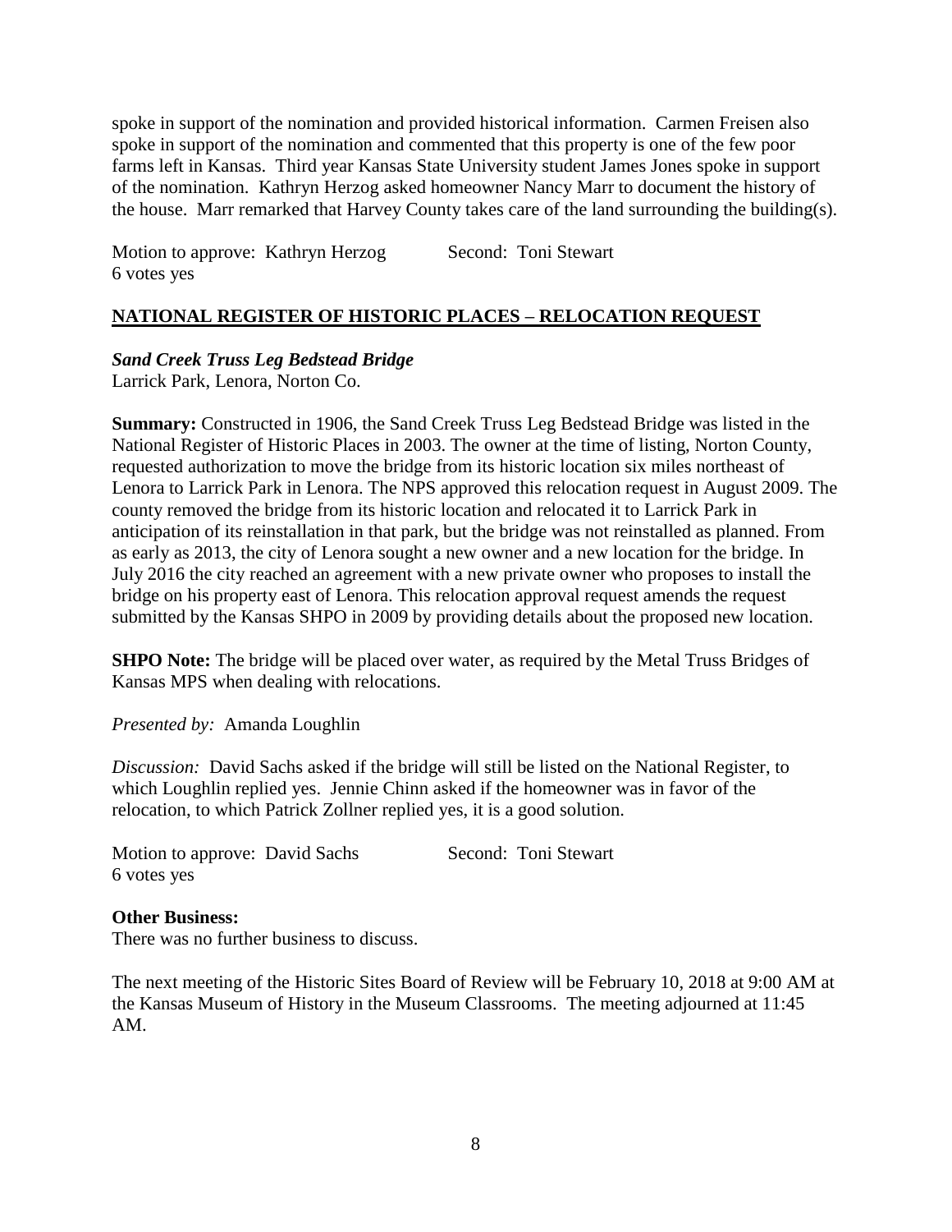spoke in support of the nomination and provided historical information. Carmen Freisen also spoke in support of the nomination and commented that this property is one of the few poor farms left in Kansas. Third year Kansas State University student James Jones spoke in support of the nomination. Kathryn Herzog asked homeowner Nancy Marr to document the history of the house. Marr remarked that Harvey County takes care of the land surrounding the building(s).

Motion to approve: Kathryn Herzog Second: Toni Stewart
6 votes yes

## NATIONAL REGISTER OF HISTORIC PLACES – RELOCATION REQUEST

***Sand Creek Truss Leg Bedstead Bridge***
Larrick Park, Lenora, Norton Co.

**Summary:** Constructed in 1906, the Sand Creek Truss Leg Bedstead Bridge was listed in the National Register of Historic Places in 2003. The owner at the time of listing, Norton County, requested authorization to move the bridge from its historic location six miles northeast of Lenora to Larrick Park in Lenora. The NPS approved this relocation request in August 2009. The county removed the bridge from its historic location and relocated it to Larrick Park in anticipation of its reinstallation in that park, but the bridge was not reinstalled as planned. From as early as 2013, the city of Lenora sought a new owner and a new location for the bridge. In July 2016 the city reached an agreement with a new private owner who proposes to install the bridge on his property east of Lenora. This relocation approval request amends the request submitted by the Kansas SHPO in 2009 by providing details about the proposed new location.

**SHPO Note:** The bridge will be placed over water, as required by the Metal Truss Bridges of Kansas MPS when dealing with relocations.

*Presented by:* Amanda Loughlin

*Discussion:* David Sachs asked if the bridge will still be listed on the National Register, to which Loughlin replied yes. Jennie Chinn asked if the homeowner was in favor of the relocation, to which Patrick Zollner replied yes, it is a good solution.

Motion to approve: David Sachs Second: Toni Stewart
6 votes yes

**Other Business:**
There was no further business to discuss.

The next meeting of the Historic Sites Board of Review will be February 10, 2018 at 9:00 AM at the Kansas Museum of History in the Museum Classrooms. The meeting adjourned at 11:45 AM.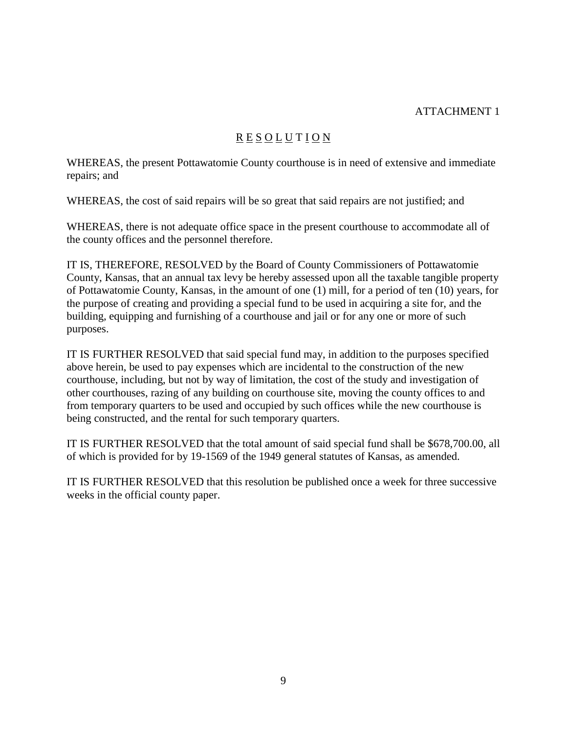ATTACHMENT 1

# R E S O L U T I O N

WHEREAS, the present Pottawatomie County courthouse is in need of extensive and immediate repairs; and

WHEREAS, the cost of said repairs will be so great that said repairs are not justified; and

WHEREAS, there is not adequate office space in the present courthouse to accommodate all of the county offices and the personnel therefore.

IT IS, THEREFORE, RESOLVED by the Board of County Commissioners of Pottawatomie County, Kansas, that an annual tax levy be hereby assessed upon all the taxable tangible property of Pottawatomie County, Kansas, in the amount of one (1) mill, for a period of ten (10) years, for the purpose of creating and providing a special fund to be used in acquiring a site for, and the building, equipping and furnishing of a courthouse and jail or for any one or more of such purposes.

IT IS FURTHER RESOLVED that said special fund may, in addition to the purposes specified above herein, be used to pay expenses which are incidental to the construction of the new courthouse, including, but not by way of limitation, the cost of the study and investigation of other courthouses, razing of any building on courthouse site, moving the county offices to and from temporary quarters to be used and occupied by such offices while the new courthouse is being constructed, and the rental for such temporary quarters.

IT IS FURTHER RESOLVED that the total amount of said special fund shall be $678,700.00, all of which is provided for by 19-1569 of the 1949 general statutes of Kansas, as amended.

IT IS FURTHER RESOLVED that this resolution be published once a week for three successive weeks in the official county paper.